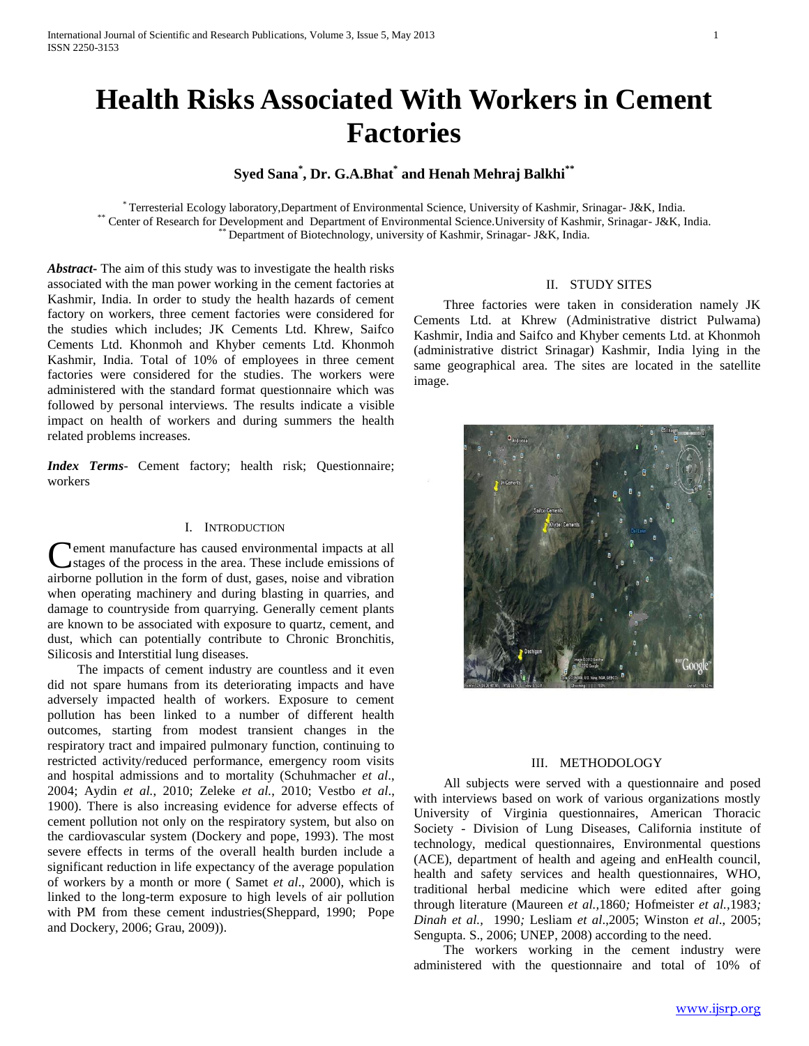# Health Risks Associated With Workers in Cement Factories

**Syed Sana[*], Dr. G.A.Bhat[*] and Henah Mehraj Balkhi[**]**

[*] Terresterial Ecology laboratory,Department of Environmental Science, University of Kashmir, Srinagar- J&K, India.
[**] Center of Research for Development and Department of Environmental Science.University of Kashmir, Srinagar- J&K, India.
[**] Department of Biotechnology, university of Kashmir, Srinagar- J&K, India.

***Abstract***- The aim of this study was to investigate the health risks associated with the man power working in the cement factories at Kashmir, India. In order to study the health hazards of cement factory on workers, three cement factories were considered for the studies which includes; JK Cements Ltd. Khrew, Saifco Cements Ltd. Khonmoh and Khyber cements Ltd. Khonmoh Kashmir, India. Total of 10% of employees in three cement factories were considered for the studies. The workers were administered with the standard format questionnaire which was followed by personal interviews. The results indicate a visible impact on health of workers and during summers the health related problems increases.

***Index Terms***- Cement factory; health risk; Questionnaire; workers

## I. Introduction

Cement manufacture has caused environmental impacts at all stages of the process in the area. These include emissions of airborne pollution in the form of dust, gases, noise and vibration when operating machinery and during blasting in quarries, and damage to countryside from quarrying. Generally cement plants are known to be associated with exposure to quartz, cement, and dust, which can potentially contribute to Chronic Bronchitis, Silicosis and Interstitial lung diseases.

The impacts of cement industry are countless and it even did not spare humans from its deteriorating impacts and have adversely impacted health of workers. Exposure to cement pollution has been linked to a number of different health outcomes, starting from modest transient changes in the respiratory tract and impaired pulmonary function, continuing to restricted activity/reduced performance, emergency room visits and hospital admissions and to mortality (Schuhmacher *et al*., 2004; Aydin *et al.*, 2010; Zeleke *et al.*, 2010; Vestbo *et al*., 1900). There is also increasing evidence for adverse effects of cement pollution not only on the respiratory system, but also on the cardiovascular system (Dockery and pope, 1993). The most severe effects in terms of the overall health burden include a significant reduction in life expectancy of the average population of workers by a month or more ( Samet *et al*., 2000), which is linked to the long-term exposure to high levels of air pollution with PM from these cement industries(Sheppard, 1990; Pope and Dockery, 2006; Grau, 2009)).

## II. Study Sites

Three factories were taken in consideration namely JK Cements Ltd. at Khrew (Administrative district Pulwama) Kashmir, India and Saifco and Khyber cements Ltd. at Khonmoh (administrative district Srinagar) Kashmir, India lying in the same geographical area. The sites are located in the satellite image.

## III. Methodology

All subjects were served with a questionnaire and posed with interviews based on work of various organizations mostly University of Virginia questionnaires, American Thoracic Society - Division of Lung Diseases, California institute of technology, medical questionnaires, Environmental questions (ACE), department of health and ageing and enHealth council, health and safety services and health questionnaires, WHO, traditional herbal medicine which were edited after going through literature (Maureen *et al.*,1860*;* Hofmeister *et al.*,1983*; Dinah et al.,* 1990*;* Lesliam *et al*.,2005; Winston *et al*., 2005; Sengupta. S., 2006; UNEP, 2008) according to the need.

The workers working in the cement industry were administered with the questionnaire and total of 10% of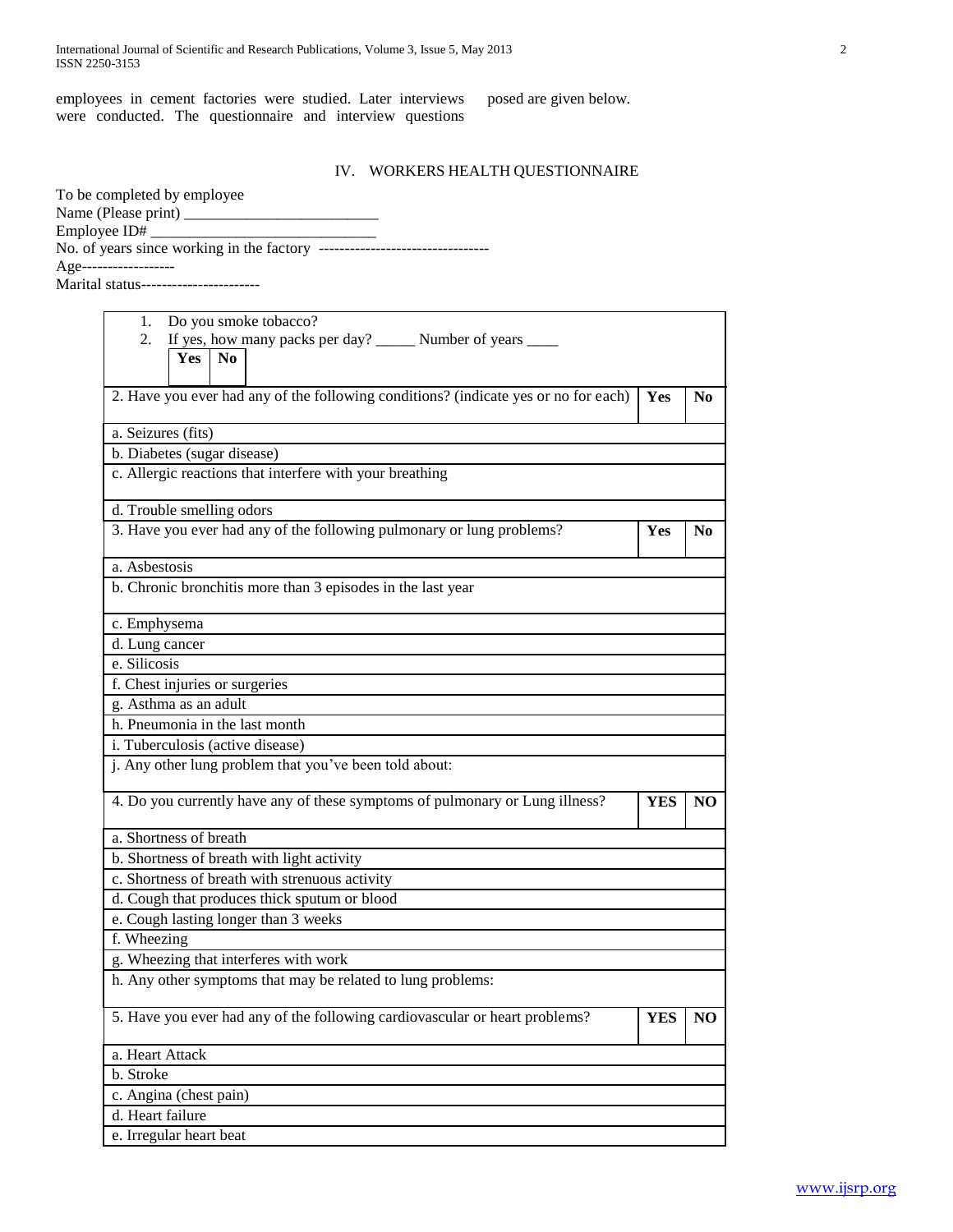employees in cement factories were studied. Later interviews were conducted. The questionnaire and interview questions posed are given below.

## IV. WORKERS HEALTH QUESTIONNAIRE

To be completed by employee

Name (Please print) _________________________

Employee ID# ______________________________

No. of years since working in the factory ---------------------------------

Age------------------

Marital status-----------------------

| 1. Do you smoke tobacco?<br>2. If yes, how many packs per day? _____ Number of years ____ | Yes | No |
|---|---|---|
| 2. Have you ever had any of the following conditions? (indicate yes or no for each) | Yes | No |
| a. Seizures (fits) | | |
| b. Diabetes (sugar disease) | | |
| c. Allergic reactions that interfere with your breathing | | |
| d. Trouble smelling odors | | |
| 3. Have you ever had any of the following pulmonary or lung problems? | Yes | No |
| a. Asbestosis | | |
| b. Chronic bronchitis more than 3 episodes in the last year | | |
| c. Emphysema | | |
| d. Lung cancer | | |
| e. Silicosis | | |
| f. Chest injuries or surgeries | | |
| g. Asthma as an adult | | |
| h. Pneumonia in the last month | | |
| i. Tuberculosis (active disease) | | |
| j. Any other lung problem that you've been told about: | | |
| 4. Do you currently have any of these symptoms of pulmonary or Lung illness? | YES | NO |
| a. Shortness of breath | | |
| b. Shortness of breath with light activity | | |
| c. Shortness of breath with strenuous activity | | |
| d. Cough that produces thick sputum or blood | | |
| e. Cough lasting longer than 3 weeks | | |
| f. Wheezing | | |
| g. Wheezing that interferes with work | | |
| h. Any other symptoms that may be related to lung problems: | | |
| 5. Have you ever had any of the following cardiovascular or heart problems? | YES | NO |
| a. Heart Attack | | |
| b. Stroke | | |
| c. Angina (chest pain) | | |
| d. Heart failure | | |
| e. Irregular heart beat | | |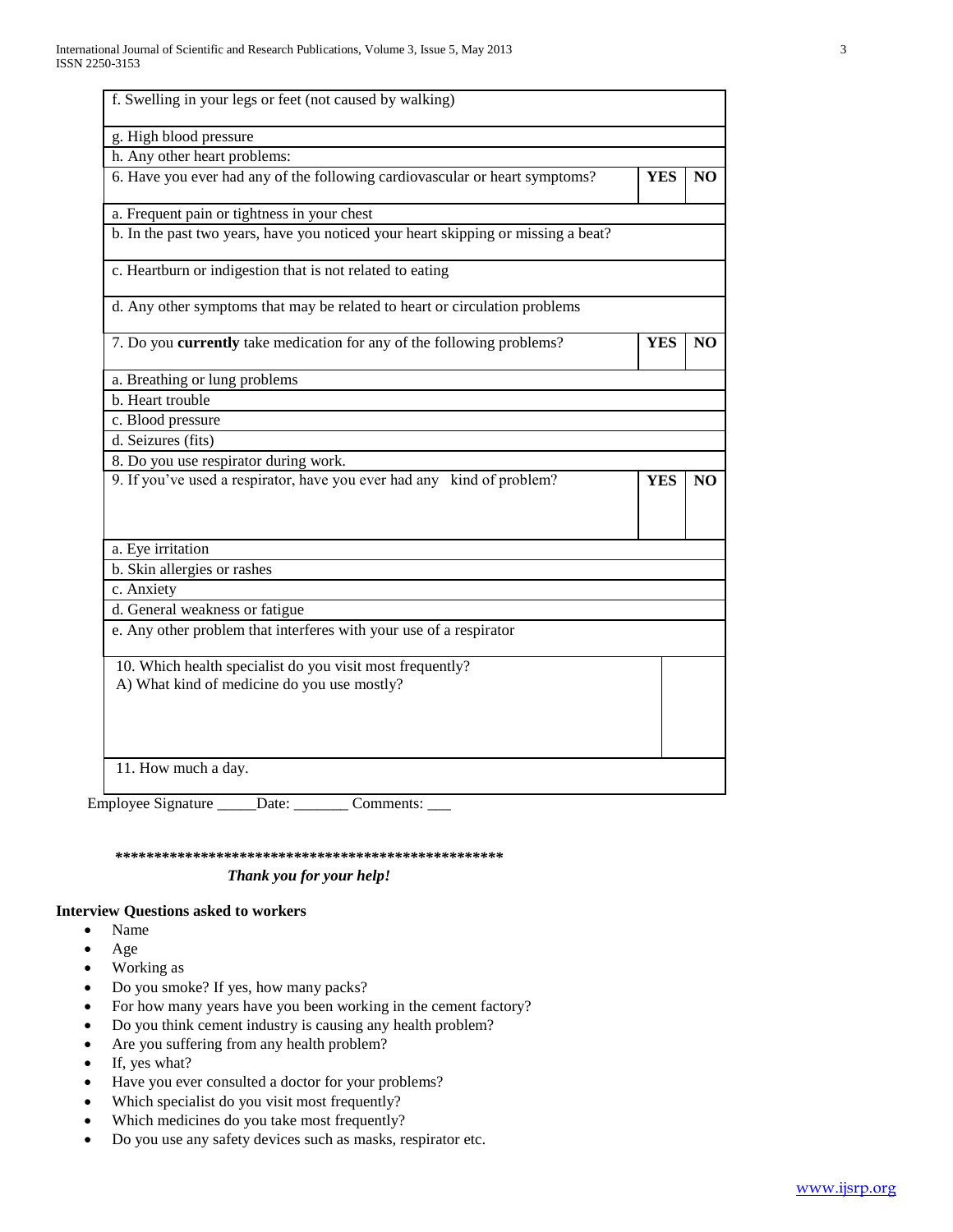| f. Swelling in your legs or feet (not caused by walking) | | |
|---|---|---|
| g. High blood pressure | | |
| h. Any other heart problems: | | |
| 6. Have you ever had any of the following cardiovascular or heart symptoms? | **YES** | **NO** |
| a. Frequent pain or tightness in your chest | | |
| b. In the past two years, have you noticed your heart skipping or missing a beat? | | |
| c. Heartburn or indigestion that is not related to eating | | |
| d. Any other symptoms that may be related to heart or circulation problems | | |
| 7. Do you **currently** take medication for any of the following problems? | **YES** | **NO** |
| a. Breathing or lung problems | | |
| b. Heart trouble | | |
| c. Blood pressure | | |
| d. Seizures (fits) | | |
| 8. Do you use respirator during work. | | |
| 9. If you've used a respirator, have you ever had any kind of problem? | **YES** | **NO** |
| a. Eye irritation | | |
| b. Skin allergies or rashes | | |
| c. Anxiety | | |
| d. General weakness or fatigue | | |
| e. Any other problem that interferes with your use of a respirator | | |
| 10. Which health specialist do you visit most frequently? A) What kind of medicine do you use mostly? | | |
| 11. How much a day. | | |

Employee Signature _____Date: _______ Comments: ___

***************************************************

***Thank you for your help!***

**Interview Questions asked to workers**

- Name
- Age
- Working as
- Do you smoke? If yes, how many packs?
- For how many years have you been working in the cement factory?
- Do you think cement industry is causing any health problem?
- Are you suffering from any health problem?
- If, yes what?
- Have you ever consulted a doctor for your problems?
- Which specialist do you visit most frequently?
- Which medicines do you take most frequently?
- Do you use any safety devices such as masks, respirator etc.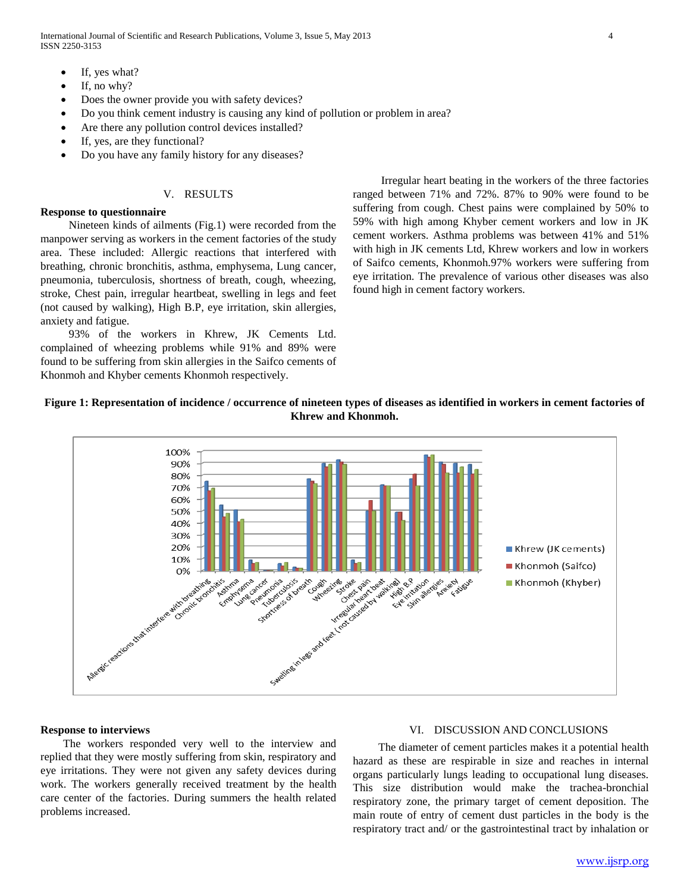- If, yes what?
- If, no why?
- Does the owner provide you with safety devices?
- Do you think cement industry is causing any kind of pollution or problem in area?
- Are there any pollution control devices installed?
- If, yes, are they functional?
- Do you have any family history for any diseases?

## V. RESULTS

### Response to questionnaire

Nineteen kinds of ailments (Fig.1) were recorded from the manpower serving as workers in the cement factories of the study area. These included: Allergic reactions that interfered with breathing, chronic bronchitis, asthma, emphysema, Lung cancer, pneumonia, tuberculosis, shortness of breath, cough, wheezing, stroke, Chest pain, irregular heartbeat, swelling in legs and feet (not caused by walking), High B.P, eye irritation, skin allergies, anxiety and fatigue.

93% of the workers in Khrew, JK Cements Ltd. complained of wheezing problems while 91% and 89% were found to be suffering from skin allergies in the Saifco cements of Khonmoh and Khyber cements Khonmoh respectively.

Irregular heart beating in the workers of the three factories ranged between 71% and 72%. 87% to 90% were found to be suffering from cough. Chest pains were complained by 50% to 59% with high among Khyber cement workers and low in JK cement workers. Asthma problems was between 41% and 51% with high in JK cements Ltd, Khrew workers and low in workers of Saifco cements, Khonmoh.97% workers were suffering from eye irritation. The prevalence of various other diseases was also found high in cement factory workers.

**Figure 1: Representation of incidence / occurrence of nineteen types of diseases as identified in workers in cement factories of Khrew and Khonmoh.**

### Response to interviews

The workers responded very well to the interview and replied that they were mostly suffering from skin, respiratory and eye irritations. They were not given any safety devices during work. The workers generally received treatment by the health care center of the factories. During summers the health related problems increased.

## VI. DISCUSSION AND CONCLUSIONS

The diameter of cement particles makes it a potential health hazard as these are respirable in size and reaches in internal organs particularly lungs leading to occupational lung diseases. This size distribution would make the trachea-bronchial respiratory zone, the primary target of cement deposition. The main route of entry of cement dust particles in the body is the respiratory tract and/ or the gastrointestinal tract by inhalation or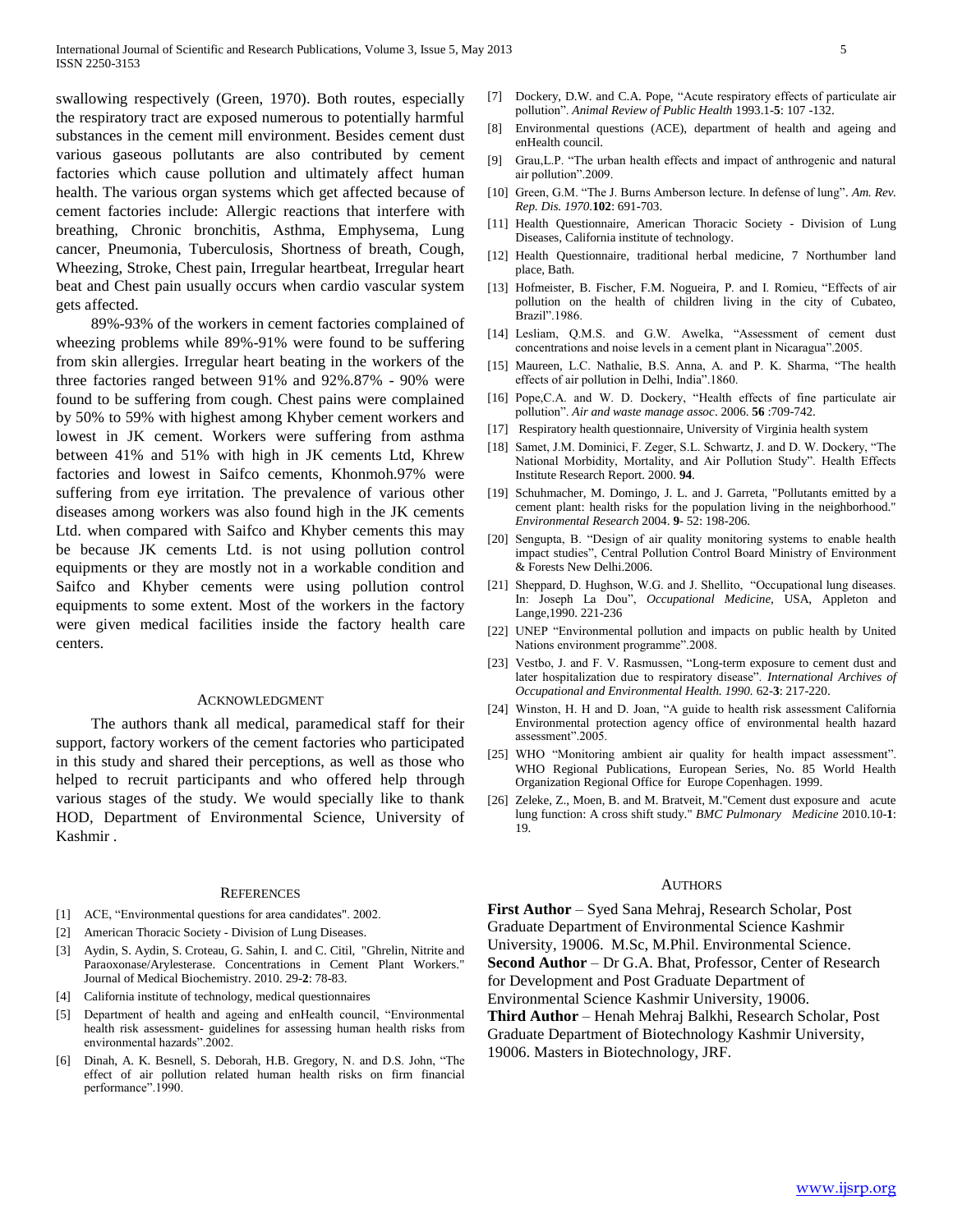swallowing respectively (Green, 1970). Both routes, especially the respiratory tract are exposed numerous to potentially harmful substances in the cement mill environment. Besides cement dust various gaseous pollutants are also contributed by cement factories which cause pollution and ultimately affect human health. The various organ systems which get affected because of cement factories include: Allergic reactions that interfere with breathing, Chronic bronchitis, Asthma, Emphysema, Lung cancer, Pneumonia, Tuberculosis, Shortness of breath, Cough, Wheezing, Stroke, Chest pain, Irregular heartbeat, Irregular heart beat and Chest pain usually occurs when cardio vascular system gets affected.

89%-93% of the workers in cement factories complained of wheezing problems while 89%-91% were found to be suffering from skin allergies. Irregular heart beating in the workers of the three factories ranged between 91% and 92%.87% - 90% were found to be suffering from cough. Chest pains were complained by 50% to 59% with highest among Khyber cement workers and lowest in JK cement. Workers were suffering from asthma between 41% and 51% with high in JK cements Ltd, Khrew factories and lowest in Saifco cements, Khonmoh.97% were suffering from eye irritation. The prevalence of various other diseases among workers was also found high in the JK cements Ltd. when compared with Saifco and Khyber cements this may be because JK cements Ltd. is not using pollution control equipments or they are mostly not in a workable condition and Saifco and Khyber cements were using pollution control equipments to some extent. Most of the workers in the factory were given medical facilities inside the factory health care centers.

## Acknowledgment

The authors thank all medical, paramedical staff for their support, factory workers of the cement factories who participated in this study and shared their perceptions, as well as those who helped to recruit participants and who offered help through various stages of the study. We would specially like to thank HOD, Department of Environmental Science, University of Kashmir .

## References

[1] ACE, "Environmental questions for area candidates". 2002.

[2] American Thoracic Society - Division of Lung Diseases.

[3] Aydin, S. Aydin, S. Croteau, G. Sahin, I. and C. Citil, "Ghrelin, Nitrite and Paraoxonase/Arylesterase. Concentrations in Cement Plant Workers." Journal of Medical Biochemistry. 2010. 29-**2**: 78-83.

[4] California institute of technology, medical questionnaires

[5] Department of health and ageing and enHealth council, "Environmental health risk assessment- guidelines for assessing human health risks from environmental hazards".2002.

[6] Dinah, A. K. Besnell, S. Deborah, H.B. Gregory, N. and D.S. John, "The effect of air pollution related human health risks on firm financial performance".1990.

[7] Dockery, D.W. and C.A. Pope, "Acute respiratory effects of particulate air pollution". *Animal Review of Public Health* 1993.1-**5**: 107 -132.

[8] Environmental questions (ACE), department of health and ageing and enHealth council.

[9] Grau,L.P. "The urban health effects and impact of anthrogenic and natural air pollution".2009.

[10] Green, G.M. "The J. Burns Amberson lecture. In defense of lung". *Am. Rev. Rep. Dis. 1970.***102**: 691-703.

[11] Health Questionnaire, American Thoracic Society - Division of Lung Diseases, California institute of technology.

[12] Health Questionnaire, traditional herbal medicine, 7 Northumber land place, Bath.

[13] Hofmeister, B. Fischer, F.M. Nogueira, P. and I. Romieu, "Effects of air pollution on the health of children living in the city of Cubateo, Brazil".1986.

[14] Lesliam, Q.M.S. and G.W. Awelka, "Assessment of cement dust concentrations and noise levels in a cement plant in Nicaragua".2005.

[15] Maureen, L.C. Nathalie, B.S. Anna, A. and P. K. Sharma, "The health effects of air pollution in Delhi, India".1860.

[16] Pope,C.A. and W. D. Dockery, "Health effects of fine particulate air pollution". *Air and waste manage assoc*. 2006. **56** :709-742.

[17] Respiratory health questionnaire, University of Virginia health system

[18] Samet, J.M. Dominici, F. Zeger, S.L. Schwartz, J. and D. W. Dockery, "The National Morbidity, Mortality, and Air Pollution Study". Health Effects Institute Research Report. 2000. **94**.

[19] Schuhmacher, M. Domingo, J. L. and J. Garreta, "Pollutants emitted by a cement plant: health risks for the population living in the neighborhood." *Environmental Research* 2004. **9**- 52: 198-206.

[20] Sengupta, B. "Design of air quality monitoring systems to enable health impact studies", Central Pollution Control Board Ministry of Environment & Forests New Delhi.2006.

[21] Sheppard, D. Hughson, W.G. and J. Shellito, "Occupational lung diseases. In: Joseph La Dou", *Occupational Medicine,* USA, Appleton and Lange,1990. 221-236

[22] UNEP "Environmental pollution and impacts on public health by United Nations environment programme".2008.

[23] Vestbo, J. and F. V. Rasmussen, "Long-term exposure to cement dust and later hospitalization due to respiratory disease". *International Archives of Occupational and Environmental Health. 1990.* 62-**3**: 217-220.

[24] Winston, H. H and D. Joan, "A guide to health risk assessment California Environmental protection agency office of environmental health hazard assessment".2005.

[25] WHO "Monitoring ambient air quality for health impact assessment". WHO Regional Publications, European Series, No. 85 World Health Organization Regional Office for Europe Copenhagen. 1999.

[26] Zeleke, Z., Moen, B. and M. Bratveit, M."Cement dust exposure and acute lung function: A cross shift study." *BMC Pulmonary Medicine* 2010.10-**1**: 19.

## Authors

**First Author** – Syed Sana Mehraj, Research Scholar, Post Graduate Department of Environmental Science Kashmir University, 19006. M.Sc, M.Phil. Environmental Science.

**Second Author** – Dr G.A. Bhat, Professor, Center of Research for Development and Post Graduate Department of Environmental Science Kashmir University, 19006.

**Third Author** – Henah Mehraj Balkhi, Research Scholar, Post Graduate Department of Biotechnology Kashmir University, 19006. Masters in Biotechnology, JRF.